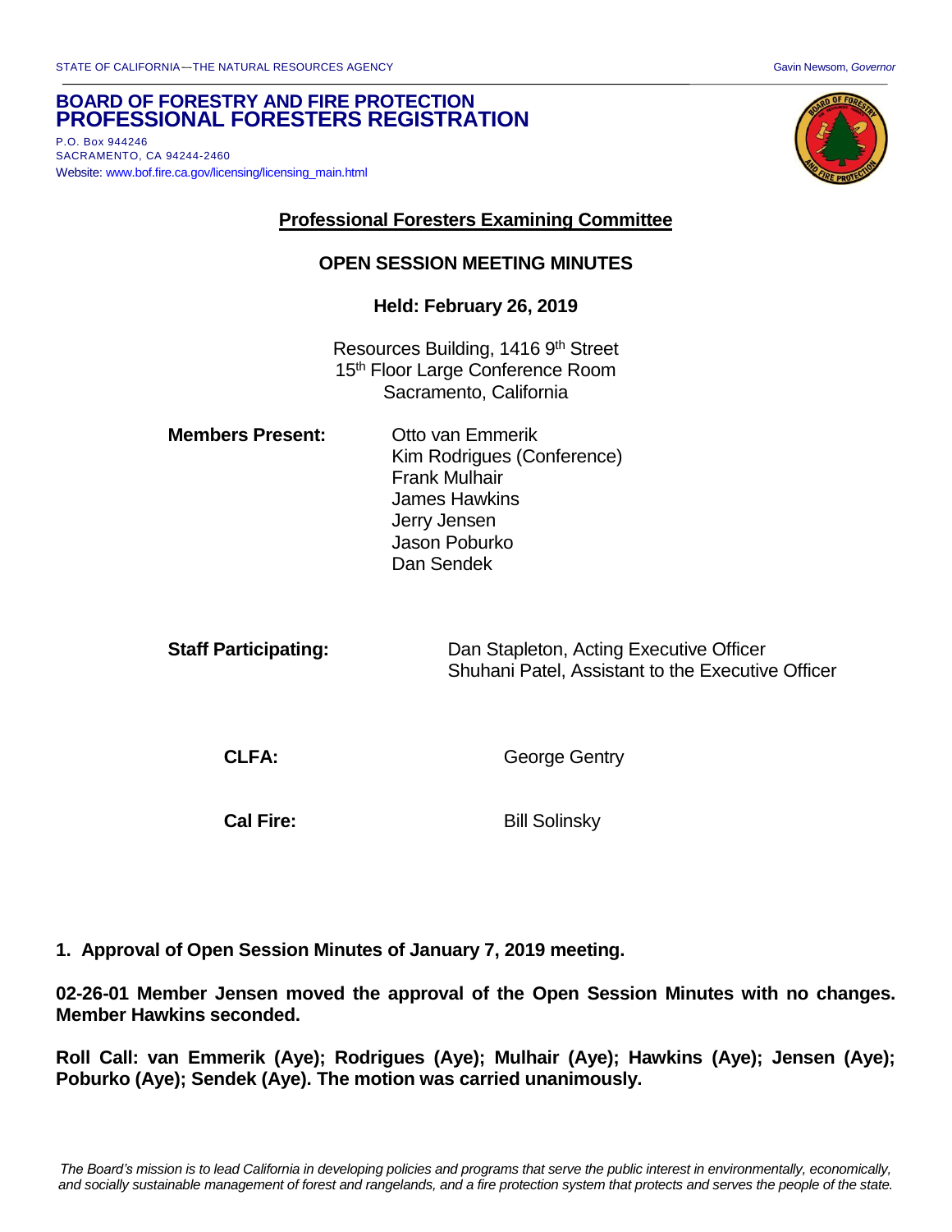STATE OF CALIFORNIA—THE NATURAL RESOURCES AGENCY

Gavin Newsom, *Governor*

**BOARD OF FORESTRY AND FIRE PROTECTION**
**PROFESSIONAL FORESTERS REGISTRATION**

P.O. Box 944246
SACRAMENTO, CA 94244-2460
Website: www.bof.fire.ca.gov/licensing/licensing_main.html

## Professional Foresters Examining Committee

### OPEN SESSION MEETING MINUTES

**Held: February 26, 2019**

Resources Building, 1416 9th Street
15th Floor Large Conference Room
Sacramento, California

**Members Present:**
Otto van Emmerik
Kim Rodrigues (Conference)
Frank Mulhair
James Hawkins
Jerry Jensen
Jason Poburko
Dan Sendek

**Staff Participating:**
Dan Stapleton, Acting Executive Officer
Shuhani Patel, Assistant to the Executive Officer

**CLFA:** George Gentry

**Cal Fire:** Bill Solinsky

**1. Approval of Open Session Minutes of January 7, 2019 meeting.**

**02-26-01 Member Jensen moved the approval of the Open Session Minutes with no changes. Member Hawkins seconded.**

**Roll Call: van Emmerik (Aye); Rodrigues (Aye); Mulhair (Aye); Hawkins (Aye); Jensen (Aye); Poburko (Aye); Sendek (Aye). The motion was carried unanimously.**

*The Board's mission is to lead California in developing policies and programs that serve the public interest in environmentally, economically, and socially sustainable management of forest and rangelands, and a fire protection system that protects and serves the people of the state.*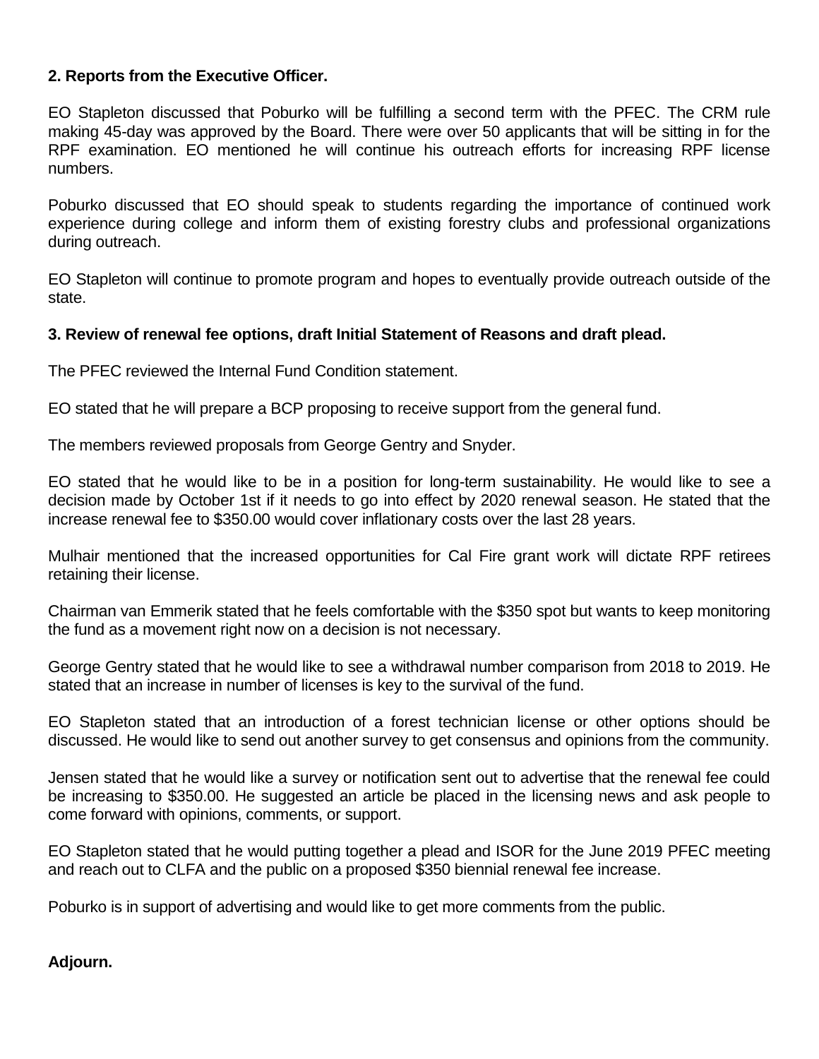**2. Reports from the Executive Officer.**

EO Stapleton discussed that Poburko will be fulfilling a second term with the PFEC. The CRM rule making 45-day was approved by the Board. There were over 50 applicants that will be sitting in for the RPF examination. EO mentioned he will continue his outreach efforts for increasing RPF license numbers.

Poburko discussed that EO should speak to students regarding the importance of continued work experience during college and inform them of existing forestry clubs and professional organizations during outreach.

EO Stapleton will continue to promote program and hopes to eventually provide outreach outside of the state.

**3. Review of renewal fee options, draft Initial Statement of Reasons and draft plead.**

The PFEC reviewed the Internal Fund Condition statement.

EO stated that he will prepare a BCP proposing to receive support from the general fund.

The members reviewed proposals from George Gentry and Snyder.

EO stated that he would like to be in a position for long-term sustainability. He would like to see a decision made by October 1st if it needs to go into effect by 2020 renewal season. He stated that the increase renewal fee to $350.00 would cover inflationary costs over the last 28 years.

Mulhair mentioned that the increased opportunities for Cal Fire grant work will dictate RPF retirees retaining their license.

Chairman van Emmerik stated that he feels comfortable with the $350 spot but wants to keep monitoring the fund as a movement right now on a decision is not necessary.

George Gentry stated that he would like to see a withdrawal number comparison from 2018 to 2019. He stated that an increase in number of licenses is key to the survival of the fund.

EO Stapleton stated that an introduction of a forest technician license or other options should be discussed. He would like to send out another survey to get consensus and opinions from the community.

Jensen stated that he would like a survey or notification sent out to advertise that the renewal fee could be increasing to $350.00. He suggested an article be placed in the licensing news and ask people to come forward with opinions, comments, or support.

EO Stapleton stated that he would putting together a plead and ISOR for the June 2019 PFEC meeting and reach out to CLFA and the public on a proposed $350 biennial renewal fee increase.

Poburko is in support of advertising and would like to get more comments from the public.

**Adjourn.**